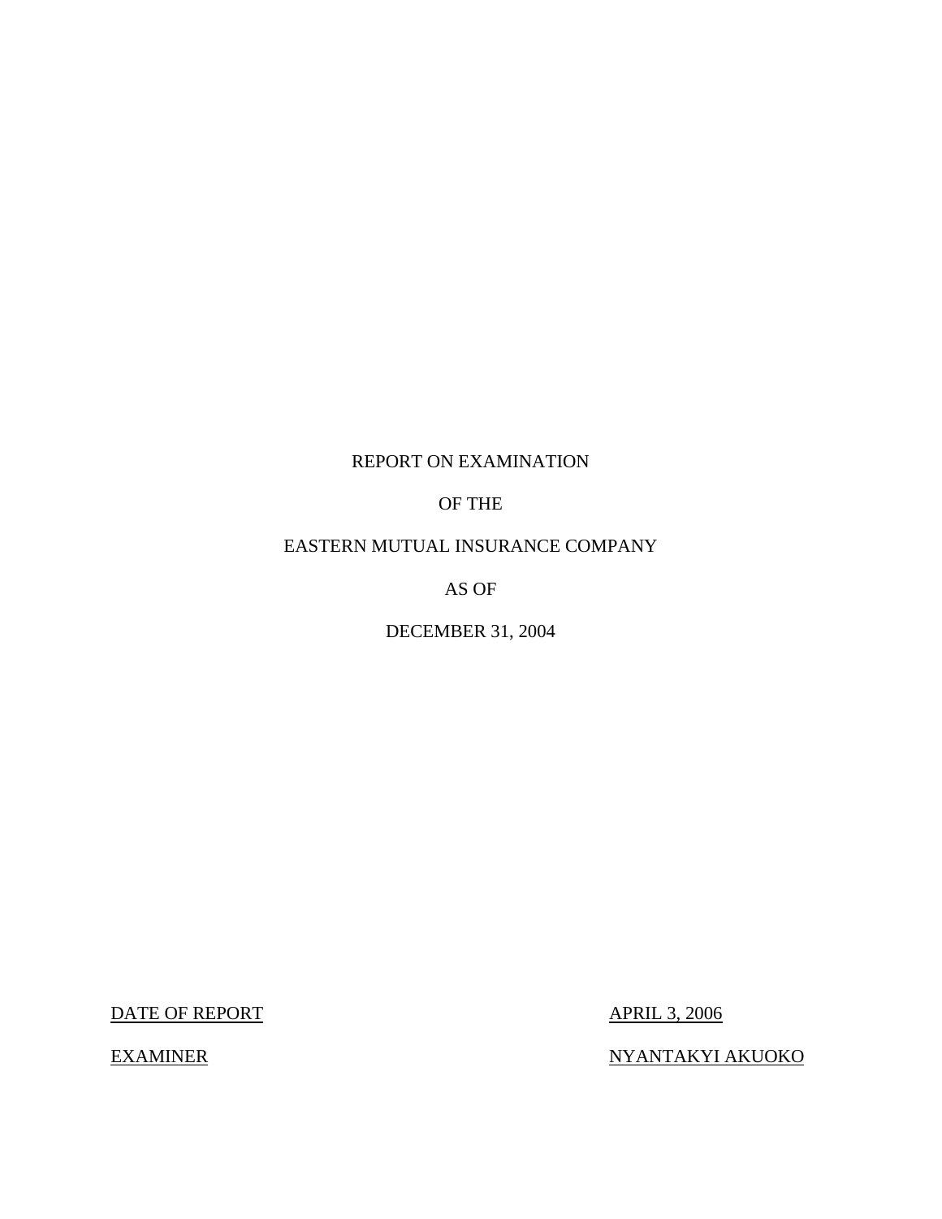REPORT ON EXAMINATION

OF THE

EASTERN MUTUAL INSURANCE COMPANY

AS OF

DECEMBER 31, 2004

| DATE OF REPORT | APRIL 3, 2006 |
|---|---|
| EXAMINER | NYANTAKYI AKUOKO |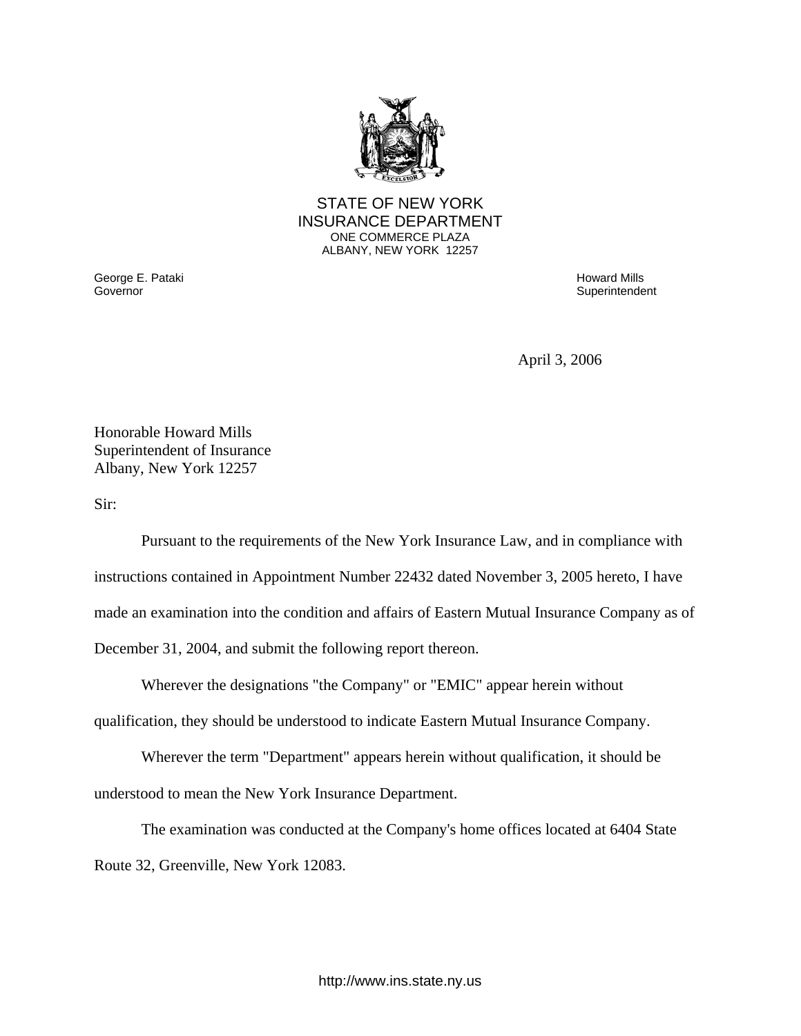STATE OF NEW YORK
INSURANCE DEPARTMENT
ONE COMMERCE PLAZA
ALBANY, NEW YORK 12257

George E. Pataki
Governor

Howard Mills
Superintendent

April 3, 2006

Honorable Howard Mills
Superintendent of Insurance
Albany, New York 12257

Sir:

Pursuant to the requirements of the New York Insurance Law, and in compliance with instructions contained in Appointment Number 22432 dated November 3, 2005 hereto, I have made an examination into the condition and affairs of Eastern Mutual Insurance Company as of December 31, 2004, and submit the following report thereon.

Wherever the designations "the Company" or "EMIC" appear herein without qualification, they should be understood to indicate Eastern Mutual Insurance Company.

Wherever the term "Department" appears herein without qualification, it should be understood to mean the New York Insurance Department.

The examination was conducted at the Company's home offices located at 6404 State Route 32, Greenville, New York 12083.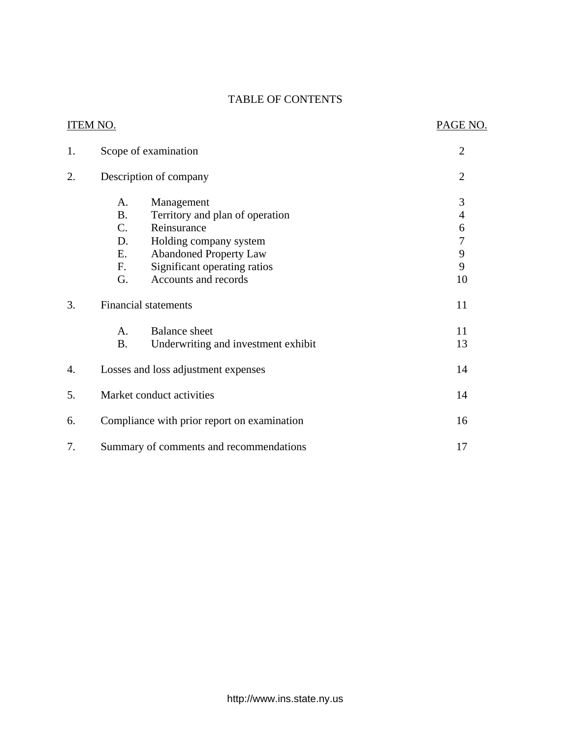# TABLE OF CONTENTS

| ITEM NO. | | PAGE NO. |
|---|---|---|
| 1. | Scope of examination | 2 |
| 2. | Description of company | 2 |
| | A. Management | 3 |
| | B. Territory and plan of operation | 4 |
| | C. Reinsurance | 6 |
| | D. Holding company system | 7 |
| | E. Abandoned Property Law | 9 |
| | F. Significant operating ratios | 9 |
| | G. Accounts and records | 10 |
| 3. | Financial statements | 11 |
| | A. Balance sheet | 11 |
| | B. Underwriting and investment exhibit | 13 |
| 4. | Losses and loss adjustment expenses | 14 |
| 5. | Market conduct activities | 14 |
| 6. | Compliance with prior report on examination | 16 |
| 7. | Summary of comments and recommendations | 17 |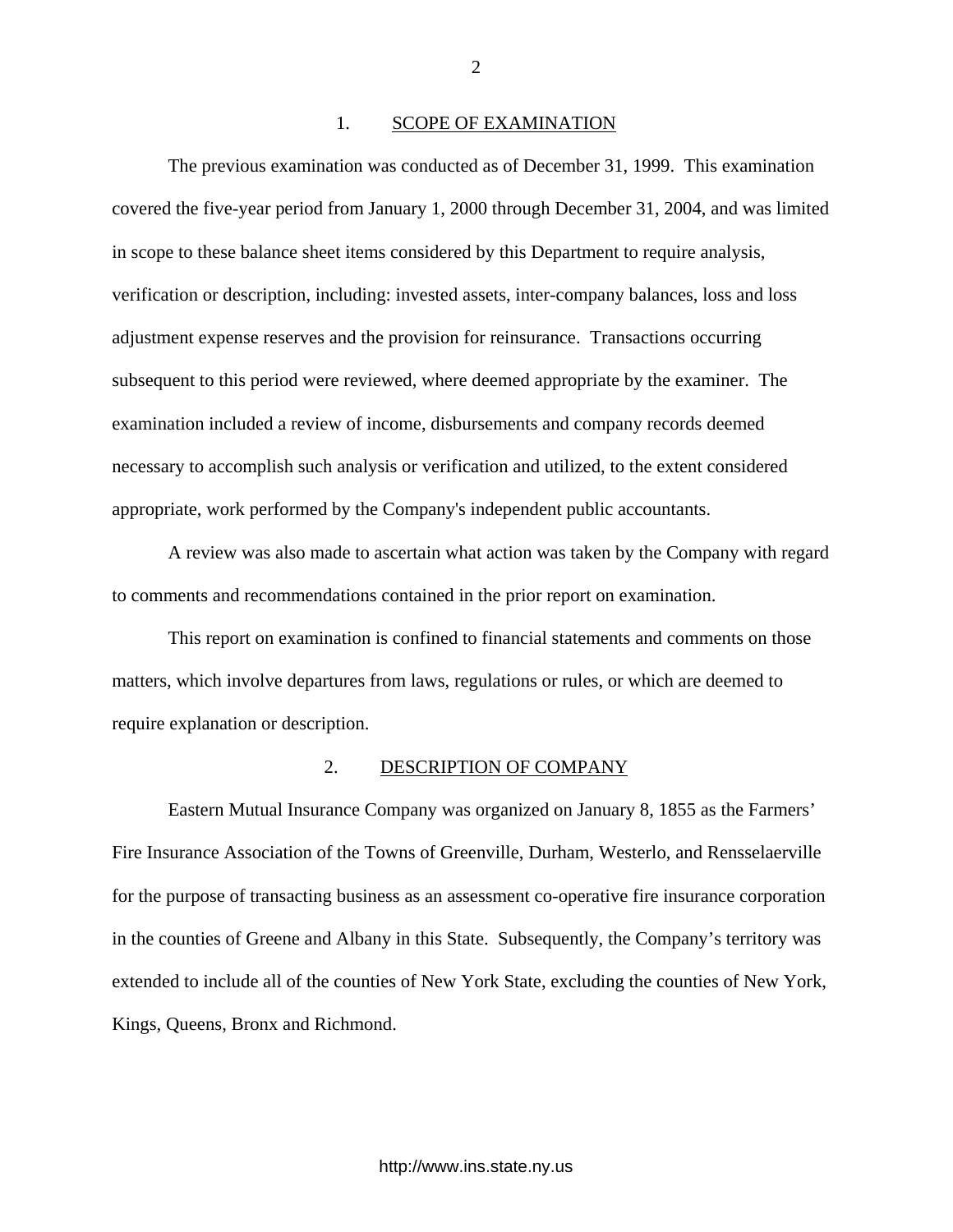## 1. SCOPE OF EXAMINATION

The previous examination was conducted as of December 31, 1999. This examination covered the five-year period from January 1, 2000 through December 31, 2004, and was limited in scope to these balance sheet items considered by this Department to require analysis, verification or description, including: invested assets, inter-company balances, loss and loss adjustment expense reserves and the provision for reinsurance. Transactions occurring subsequent to this period were reviewed, where deemed appropriate by the examiner. The examination included a review of income, disbursements and company records deemed necessary to accomplish such analysis or verification and utilized, to the extent considered appropriate, work performed by the Company's independent public accountants.

A review was also made to ascertain what action was taken by the Company with regard to comments and recommendations contained in the prior report on examination.

This report on examination is confined to financial statements and comments on those matters, which involve departures from laws, regulations or rules, or which are deemed to require explanation or description.

## 2. DESCRIPTION OF COMPANY

Eastern Mutual Insurance Company was organized on January 8, 1855 as the Farmers' Fire Insurance Association of the Towns of Greenville, Durham, Westerlo, and Rensselaerville for the purpose of transacting business as an assessment co-operative fire insurance corporation in the counties of Greene and Albany in this State. Subsequently, the Company's territory was extended to include all of the counties of New York State, excluding the counties of New York, Kings, Queens, Bronx and Richmond.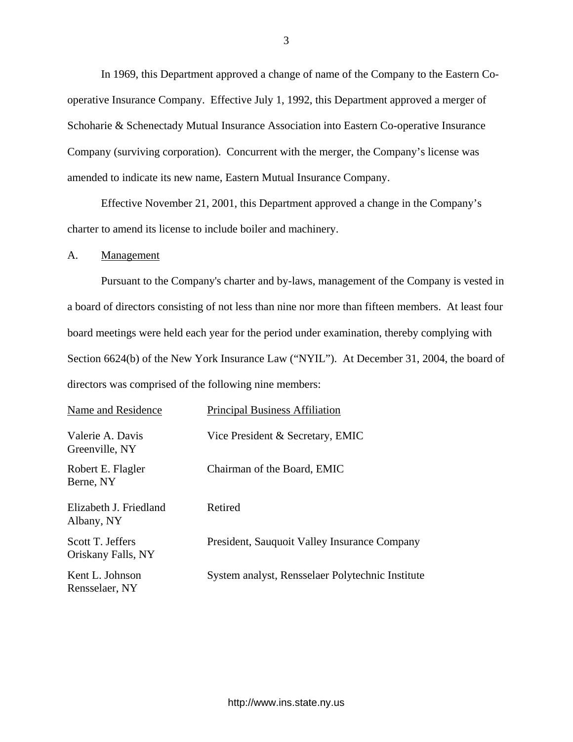In 1969, this Department approved a change of name of the Company to the Eastern Co-operative Insurance Company. Effective July 1, 1992, this Department approved a merger of Schoharie & Schenectady Mutual Insurance Association into Eastern Co-operative Insurance Company (surviving corporation). Concurrent with the merger, the Company's license was amended to indicate its new name, Eastern Mutual Insurance Company.

Effective November 21, 2001, this Department approved a change in the Company's charter to amend its license to include boiler and machinery.

## A. Management

Pursuant to the Company's charter and by-laws, management of the Company is vested in a board of directors consisting of not less than nine nor more than fifteen members. At least four board meetings were held each year for the period under examination, thereby complying with Section 6624(b) of the New York Insurance Law ("NYIL"). At December 31, 2004, the board of directors was comprised of the following nine members:

| Name and Residence | Principal Business Affiliation |
| --- | --- |
| Valerie A. Davis<br>Greenville, NY | Vice President & Secretary, EMIC |
| Robert E. Flagler<br>Berne, NY | Chairman of the Board, EMIC |
| Elizabeth J. Friedland<br>Albany, NY | Retired |
| Scott T. Jeffers<br>Oriskany Falls, NY | President, Sauquoit Valley Insurance Company |
| Kent L. Johnson<br>Rensselaer, NY | System analyst, Rensselaer Polytechnic Institute |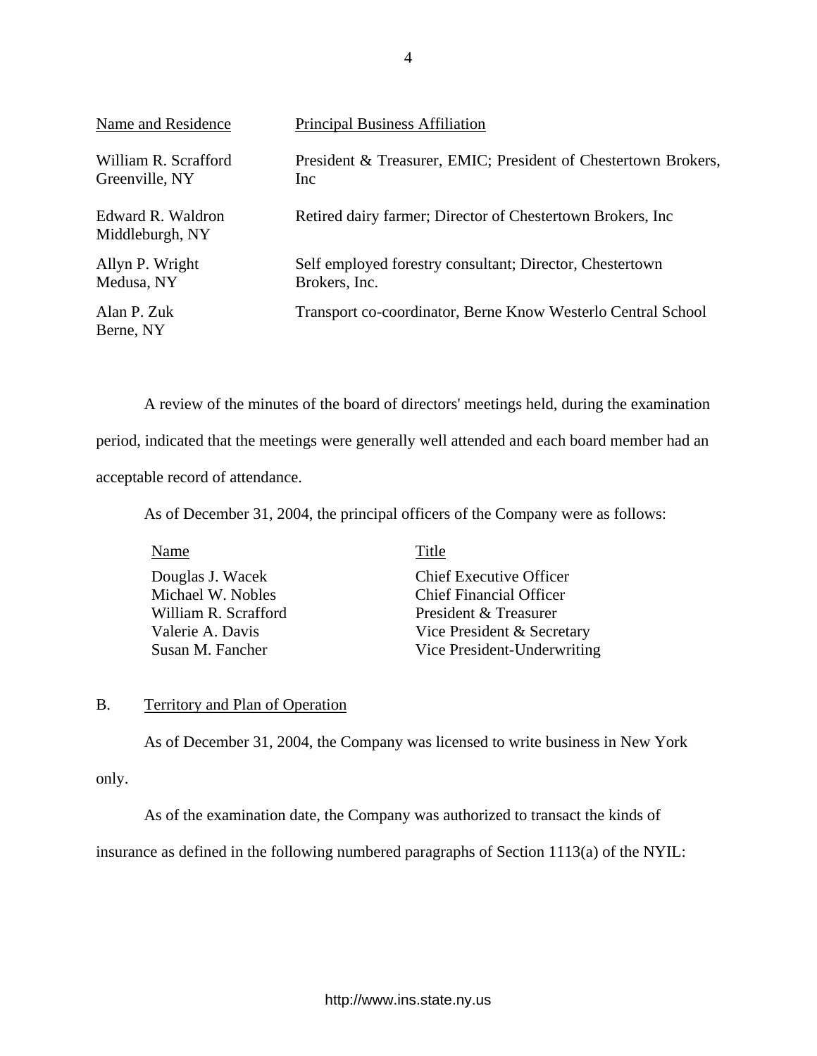| Name and Residence | Principal Business Affiliation |
| --- | --- |
| William R. Scrafford<br>Greenville, NY | President & Treasurer, EMIC; President of Chestertown Brokers, Inc |
| Edward R. Waldron<br>Middleburgh, NY | Retired dairy farmer; Director of Chestertown Brokers, Inc |
| Allyn P. Wright<br>Medusa, NY | Self employed forestry consultant; Director, Chestertown Brokers, Inc. |
| Alan P. Zuk<br>Berne, NY | Transport co-coordinator, Berne Know Westerlo Central School |

A review of the minutes of the board of directors' meetings held, during the examination period, indicated that the meetings were generally well attended and each board member had an acceptable record of attendance.

As of December 31, 2004, the principal officers of the Company were as follows:

| Name | Title |
| --- | --- |
| Douglas J. Wacek | Chief Executive Officer |
| Michael W. Nobles | Chief Financial Officer |
| William R. Scrafford | President & Treasurer |
| Valerie A. Davis | Vice President & Secretary |
| Susan M. Fancher | Vice President-Underwriting |

## B. Territory and Plan of Operation

As of December 31, 2004, the Company was licensed to write business in New York only.

As of the examination date, the Company was authorized to transact the kinds of insurance as defined in the following numbered paragraphs of Section 1113(a) of the NYIL: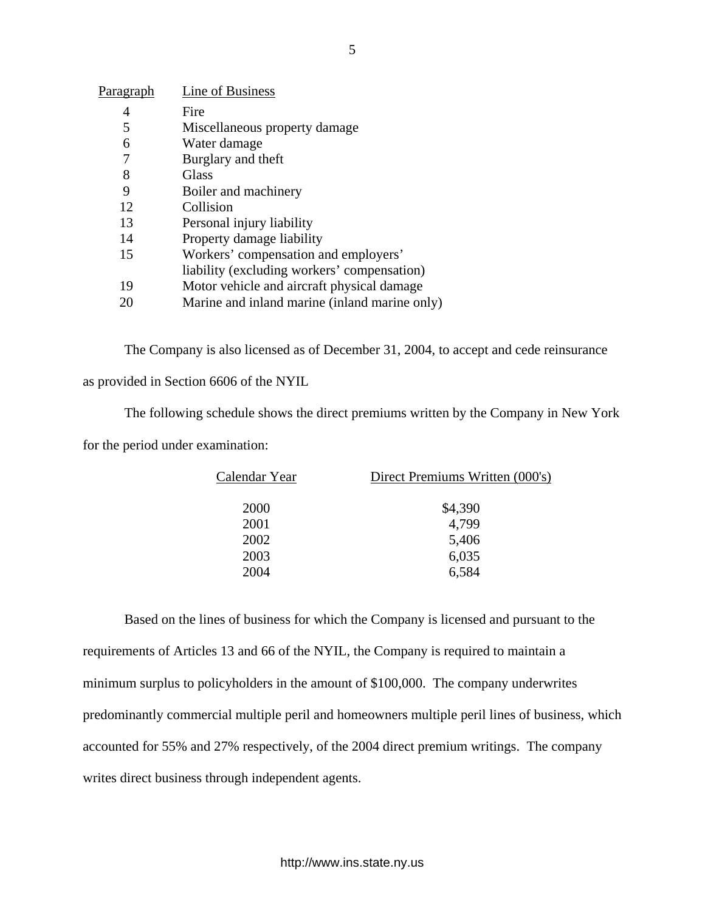| Paragraph | Line of Business |
|---|---|
| 4 | Fire |
| 5 | Miscellaneous property damage |
| 6 | Water damage |
| 7 | Burglary and theft |
| 8 | Glass |
| 9 | Boiler and machinery |
| 12 | Collision |
| 13 | Personal injury liability |
| 14 | Property damage liability |
| 15 | Workers' compensation and employers' liability (excluding workers' compensation) |
| 19 | Motor vehicle and aircraft physical damage |
| 20 | Marine and inland marine (inland marine only) |

The Company is also licensed as of December 31, 2004, to accept and cede reinsurance as provided in Section 6606 of the NYIL

The following schedule shows the direct premiums written by the Company in New York for the period under examination:

| Calendar Year | Direct Premiums Written (000's) |
|---|---|
| 2000 | $4,390 |
| 2001 | 4,799 |
| 2002 | 5,406 |
| 2003 | 6,035 |
| 2004 | 6,584 |

Based on the lines of business for which the Company is licensed and pursuant to the requirements of Articles 13 and 66 of the NYIL, the Company is required to maintain a minimum surplus to policyholders in the amount of $100,000. The company underwrites predominantly commercial multiple peril and homeowners multiple peril lines of business, which accounted for 55% and 27% respectively, of the 2004 direct premium writings. The company writes direct business through independent agents.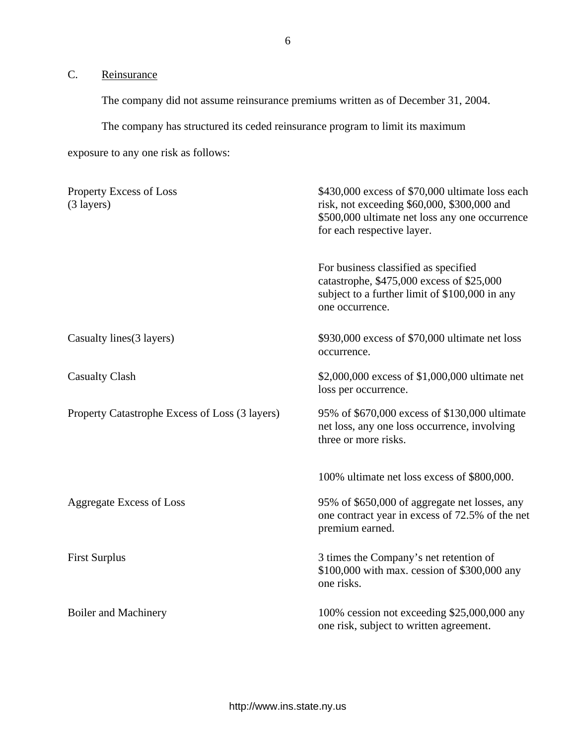### C. Reinsurance

The company did not assume reinsurance premiums written as of December 31, 2004.

The company has structured its ceded reinsurance program to limit its maximum exposure to any one risk as follows:

| | |
|---|---|
| Property Excess of Loss (3 layers) | $430,000 excess of $70,000 ultimate loss each risk, not exceeding $60,000, $300,000 and $500,000 ultimate net loss any one occurrence for each respective layer. |
| | For business classified as specified catastrophe, $475,000 excess of $25,000 subject to a further limit of $100,000 in any one occurrence. |
| Casualty lines(3 layers) | $930,000 excess of $70,000 ultimate net loss occurrence. |
| Casualty Clash | $2,000,000 excess of $1,000,000 ultimate net loss per occurrence. |
| Property Catastrophe Excess of Loss (3 layers) | 95% of $670,000 excess of $130,000 ultimate net loss, any one loss occurrence, involving three or more risks. |
| | 100% ultimate net loss excess of $800,000. |
| Aggregate Excess of Loss | 95% of $650,000 of aggregate net losses, any one contract year in excess of 72.5% of the net premium earned. |
| First Surplus | 3 times the Company's net retention of $100,000 with max. cession of $300,000 any one risks. |
| Boiler and Machinery | 100% cession not exceeding $25,000,000 any one risk, subject to written agreement. |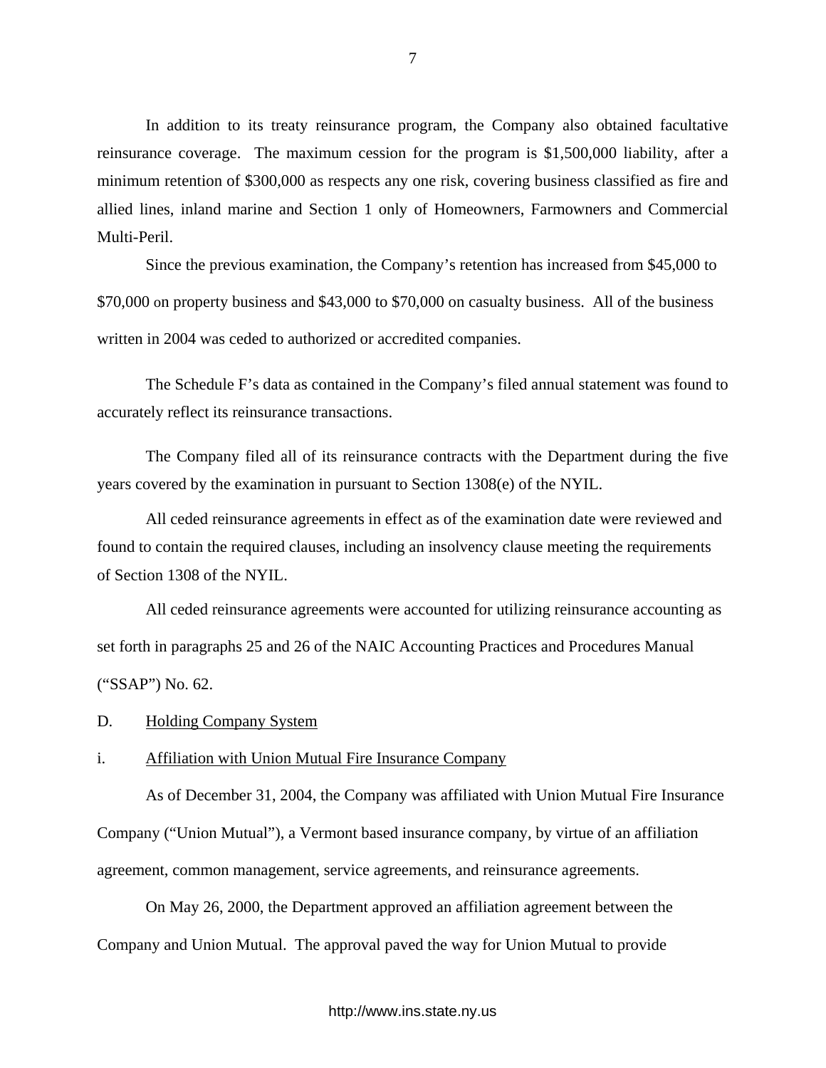In addition to its treaty reinsurance program, the Company also obtained facultative reinsurance coverage. The maximum cession for the program is $1,500,000 liability, after a minimum retention of $300,000 as respects any one risk, covering business classified as fire and allied lines, inland marine and Section 1 only of Homeowners, Farmowners and Commercial Multi-Peril.

Since the previous examination, the Company's retention has increased from $45,000 to $70,000 on property business and $43,000 to $70,000 on casualty business. All of the business written in 2004 was ceded to authorized or accredited companies.

The Schedule F's data as contained in the Company's filed annual statement was found to accurately reflect its reinsurance transactions.

The Company filed all of its reinsurance contracts with the Department during the five years covered by the examination in pursuant to Section 1308(e) of the NYIL.

All ceded reinsurance agreements in effect as of the examination date were reviewed and found to contain the required clauses, including an insolvency clause meeting the requirements of Section 1308 of the NYIL.

All ceded reinsurance agreements were accounted for utilizing reinsurance accounting as set forth in paragraphs 25 and 26 of the NAIC Accounting Practices and Procedures Manual ("SSAP") No. 62.

## D. Holding Company System

### i. Affiliation with Union Mutual Fire Insurance Company

As of December 31, 2004, the Company was affiliated with Union Mutual Fire Insurance Company ("Union Mutual"), a Vermont based insurance company, by virtue of an affiliation agreement, common management, service agreements, and reinsurance agreements.

On May 26, 2000, the Department approved an affiliation agreement between the Company and Union Mutual. The approval paved the way for Union Mutual to provide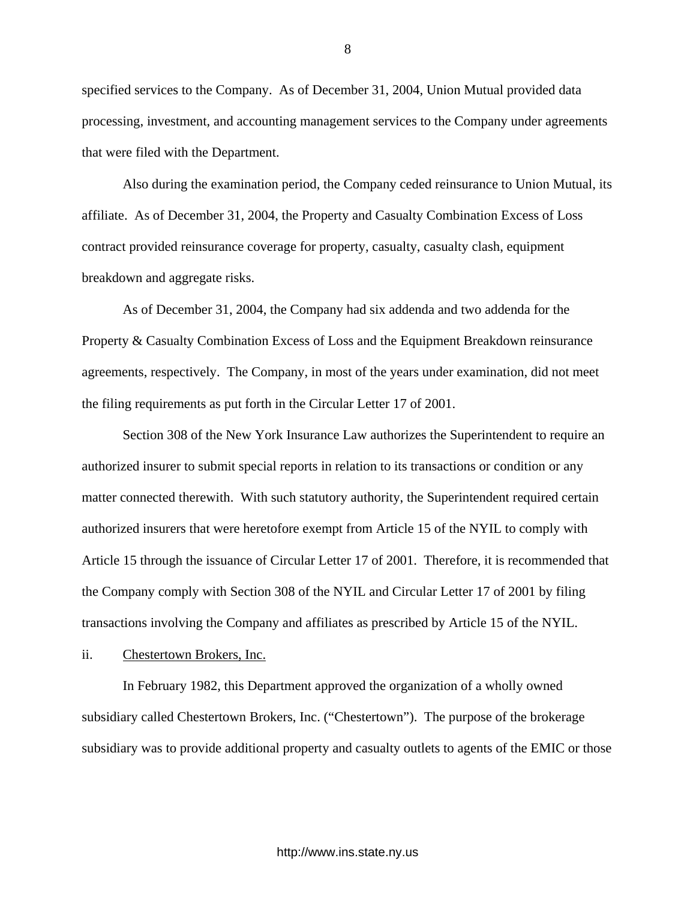specified services to the Company. As of December 31, 2004, Union Mutual provided data processing, investment, and accounting management services to the Company under agreements that were filed with the Department.

Also during the examination period, the Company ceded reinsurance to Union Mutual, its affiliate. As of December 31, 2004, the Property and Casualty Combination Excess of Loss contract provided reinsurance coverage for property, casualty, casualty clash, equipment breakdown and aggregate risks.

As of December 31, 2004, the Company had six addenda and two addenda for the Property & Casualty Combination Excess of Loss and the Equipment Breakdown reinsurance agreements, respectively. The Company, in most of the years under examination, did not meet the filing requirements as put forth in the Circular Letter 17 of 2001.

Section 308 of the New York Insurance Law authorizes the Superintendent to require an authorized insurer to submit special reports in relation to its transactions or condition or any matter connected therewith. With such statutory authority, the Superintendent required certain authorized insurers that were heretofore exempt from Article 15 of the NYIL to comply with Article 15 through the issuance of Circular Letter 17 of 2001. Therefore, it is recommended that the Company comply with Section 308 of the NYIL and Circular Letter 17 of 2001 by filing transactions involving the Company and affiliates as prescribed by Article 15 of the NYIL.

ii. Chestertown Brokers, Inc.

In February 1982, this Department approved the organization of a wholly owned subsidiary called Chestertown Brokers, Inc. ("Chestertown"). The purpose of the brokerage subsidiary was to provide additional property and casualty outlets to agents of the EMIC or those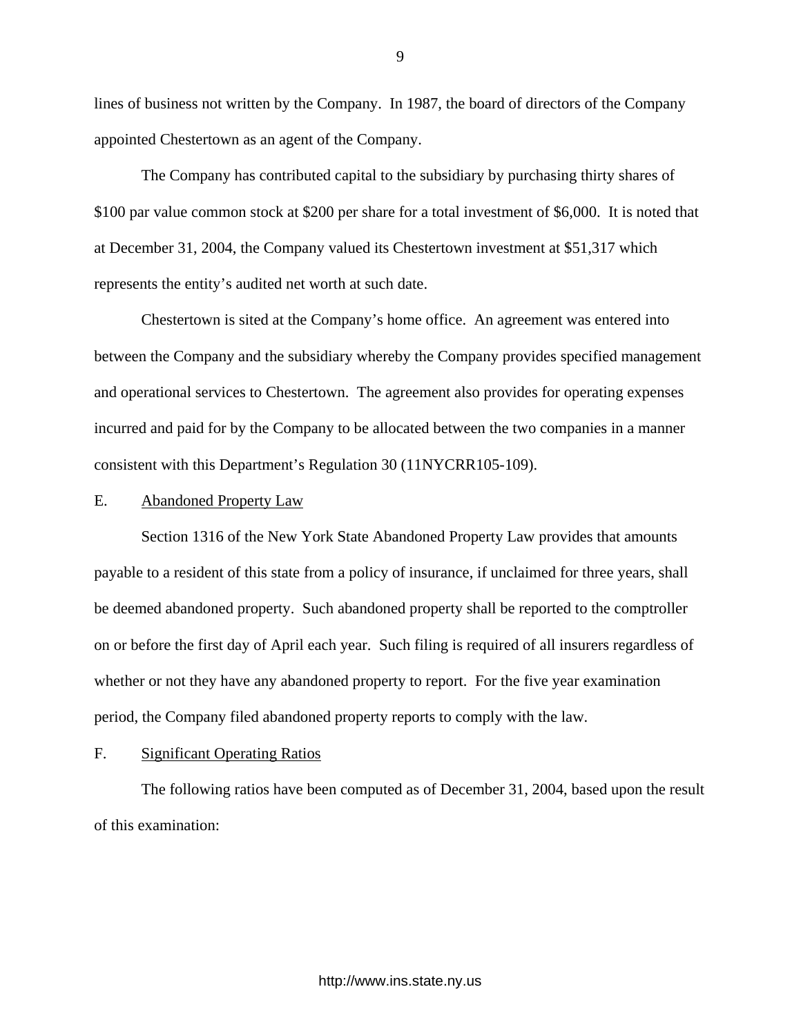lines of business not written by the Company. In 1987, the board of directors of the Company appointed Chestertown as an agent of the Company.

The Company has contributed capital to the subsidiary by purchasing thirty shares of $100 par value common stock at $200 per share for a total investment of $6,000. It is noted that at December 31, 2004, the Company valued its Chestertown investment at $51,317 which represents the entity's audited net worth at such date.

Chestertown is sited at the Company's home office. An agreement was entered into between the Company and the subsidiary whereby the Company provides specified management and operational services to Chestertown. The agreement also provides for operating expenses incurred and paid for by the Company to be allocated between the two companies in a manner consistent with this Department's Regulation 30 (11NYCRR105-109).

## E. Abandoned Property Law

Section 1316 of the New York State Abandoned Property Law provides that amounts payable to a resident of this state from a policy of insurance, if unclaimed for three years, shall be deemed abandoned property. Such abandoned property shall be reported to the comptroller on or before the first day of April each year. Such filing is required of all insurers regardless of whether or not they have any abandoned property to report. For the five year examination period, the Company filed abandoned property reports to comply with the law.

## F. Significant Operating Ratios

The following ratios have been computed as of December 31, 2004, based upon the result of this examination: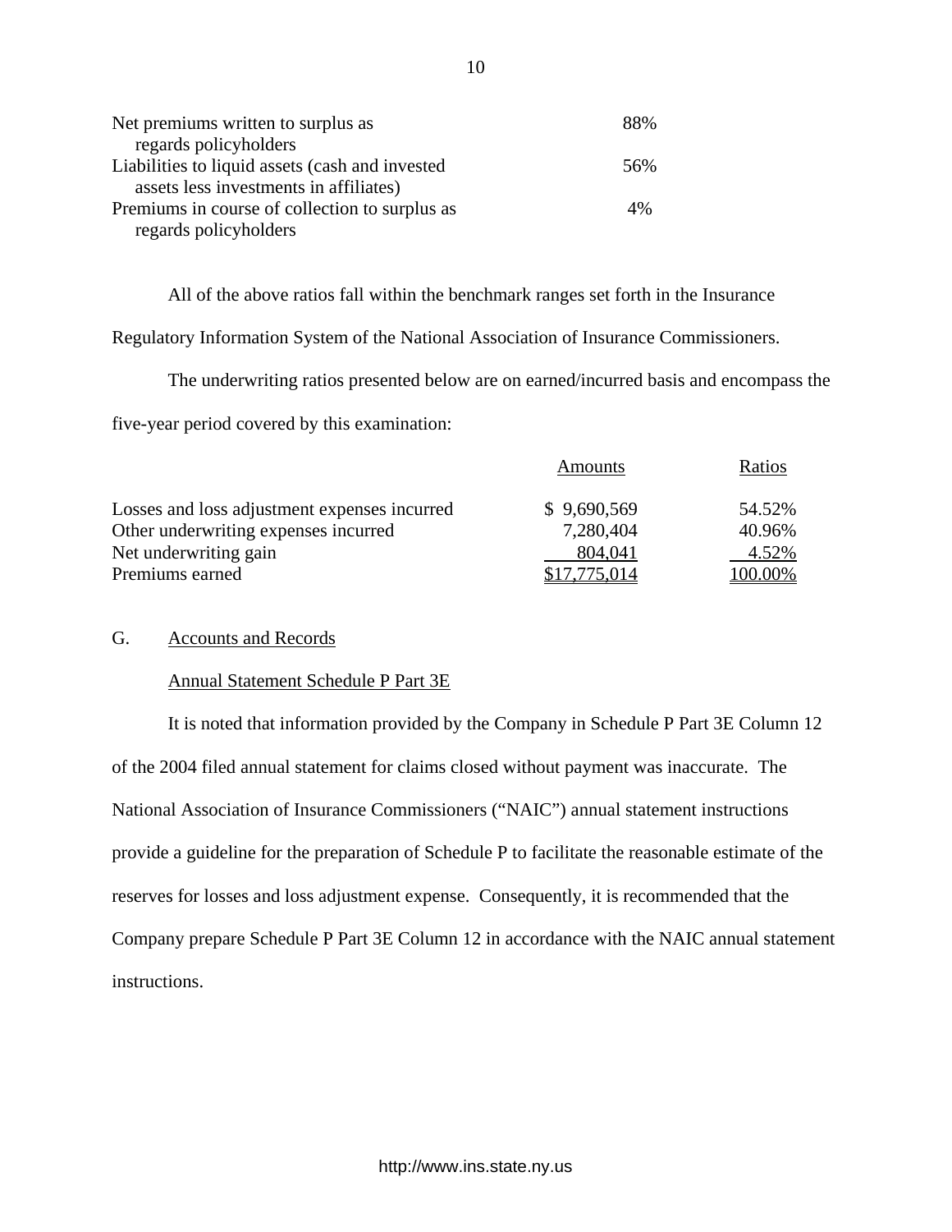| | |
|---|---|
| Net premiums written to surplus as regards policyholders | 88% |
| Liabilities to liquid assets (cash and invested assets less investments in affiliates) | 56% |
| Premiums in course of collection to surplus as regards policyholders | 4% |

All of the above ratios fall within the benchmark ranges set forth in the Insurance Regulatory Information System of the National Association of Insurance Commissioners.

The underwriting ratios presented below are on earned/incurred basis and encompass the five-year period covered by this examination:

| | Amounts | Ratios |
|---|---|---|
| Losses and loss adjustment expenses incurred | $ 9,690,569 | 54.52% |
| Other underwriting expenses incurred | 7,280,404 | 40.96% |
| Net underwriting gain | 804,041 | 4.52% |
| Premiums earned | $17,775,014 | 100.00% |

## G. Accounts and Records

### Annual Statement Schedule P Part 3E

It is noted that information provided by the Company in Schedule P Part 3E Column 12 of the 2004 filed annual statement for claims closed without payment was inaccurate. The National Association of Insurance Commissioners ("NAIC") annual statement instructions provide a guideline for the preparation of Schedule P to facilitate the reasonable estimate of the reserves for losses and loss adjustment expense. Consequently, it is recommended that the Company prepare Schedule P Part 3E Column 12 in accordance with the NAIC annual statement instructions.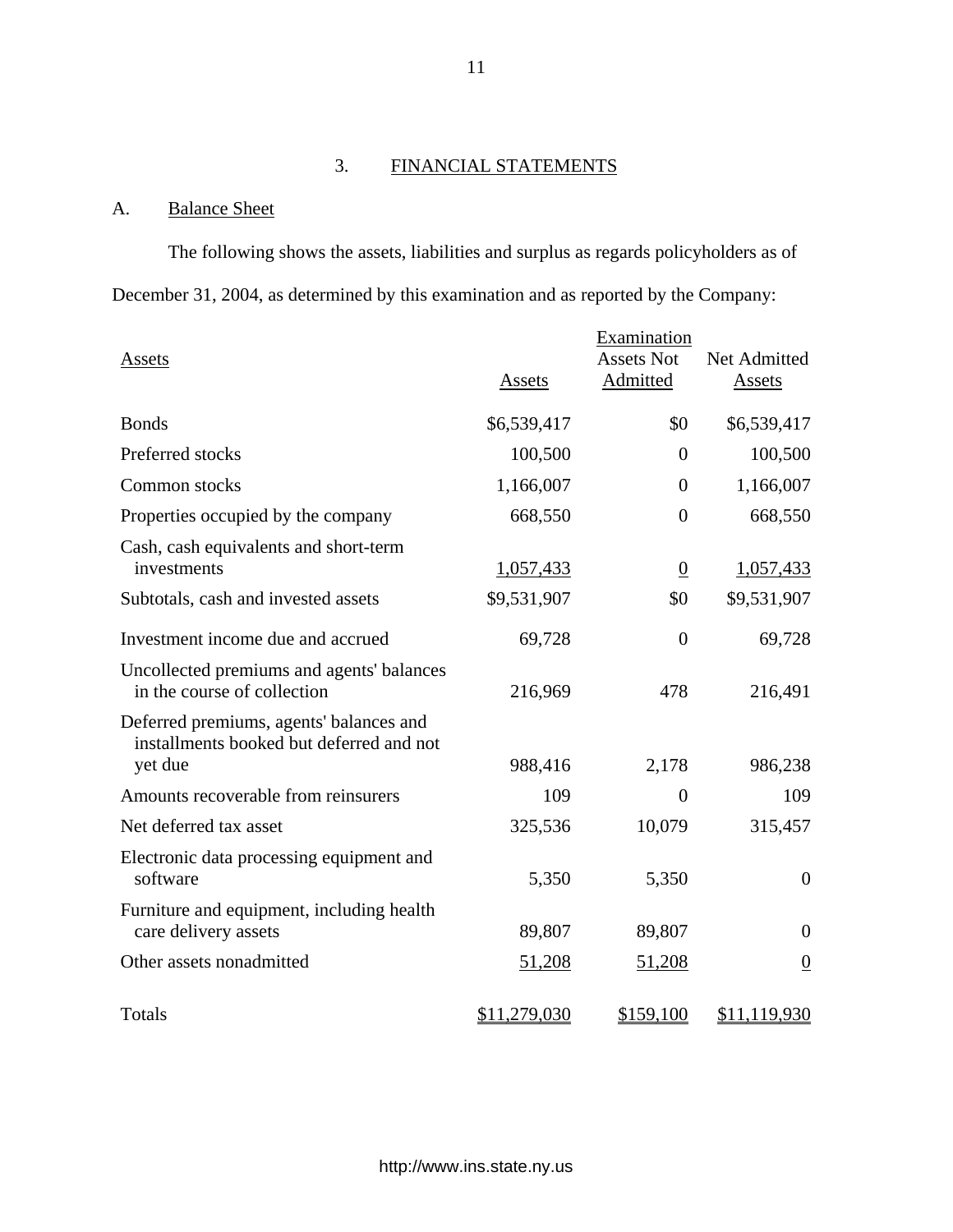## 3. FINANCIAL STATEMENTS

### A. Balance Sheet

The following shows the assets, liabilities and surplus as regards policyholders as of December 31, 2004, as determined by this examination and as reported by the Company:

| Assets | Assets | Examination Assets Not Admitted | Net Admitted Assets |
|---|---|---|---|
| Bonds | $6,539,417 | $0 | $6,539,417 |
| Preferred stocks | 100,500 | 0 | 100,500 |
| Common stocks | 1,166,007 | 0 | 1,166,007 |
| Properties occupied by the company | 668,550 | 0 | 668,550 |
| Cash, cash equivalents and short-term investments | 1,057,433 | 0 | 1,057,433 |
| Subtotals, cash and invested assets | $9,531,907 | $0 | $9,531,907 |
| Investment income due and accrued | 69,728 | 0 | 69,728 |
| Uncollected premiums and agents' balances in the course of collection | 216,969 | 478 | 216,491 |
| Deferred premiums, agents' balances and installments booked but deferred and not yet due | 988,416 | 2,178 | 986,238 |
| Amounts recoverable from reinsurers | 109 | 0 | 109 |
| Net deferred tax asset | 325,536 | 10,079 | 315,457 |
| Electronic data processing equipment and software | 5,350 | 5,350 | 0 |
| Furniture and equipment, including health care delivery assets | 89,807 | 89,807 | 0 |
| Other assets nonadmitted | 51,208 | 51,208 | 0 |
| Totals | $11,279,030 | $159,100 | $11,119,930 |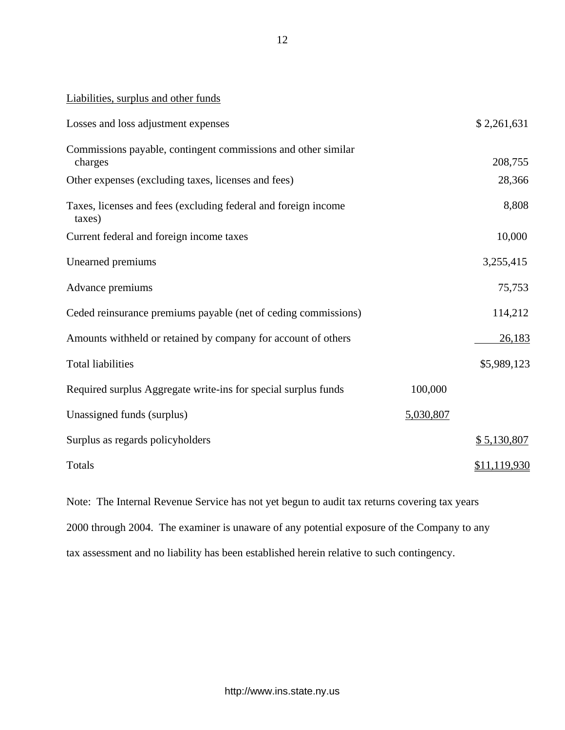Liabilities, surplus and other funds

| | | |
|---|---|---|
| Losses and loss adjustment expenses | | $ 2,261,631 |
| Commissions payable, contingent commissions and other similar charges | | 208,755 |
| Other expenses (excluding taxes, licenses and fees) | | 28,366 |
| Taxes, licenses and fees (excluding federal and foreign income taxes) | | 8,808 |
| Current federal and foreign income taxes | | 10,000 |
| Unearned premiums | | 3,255,415 |
| Advance premiums | | 75,753 |
| Ceded reinsurance premiums payable (net of ceding commissions) | | 114,212 |
| Amounts withheld or retained by company for account of others | | 26,183 |
| Total liabilities | | $5,989,123 |
| Required surplus Aggregate write-ins for special surplus funds | 100,000 | |
| Unassigned funds (surplus) | 5,030,807 | |
| Surplus as regards policyholders | | $ 5,130,807 |
| Totals | | $11,119,930 |

Note: The Internal Revenue Service has not yet begun to audit tax returns covering tax years 2000 through 2004. The examiner is unaware of any potential exposure of the Company to any tax assessment and no liability has been established herein relative to such contingency.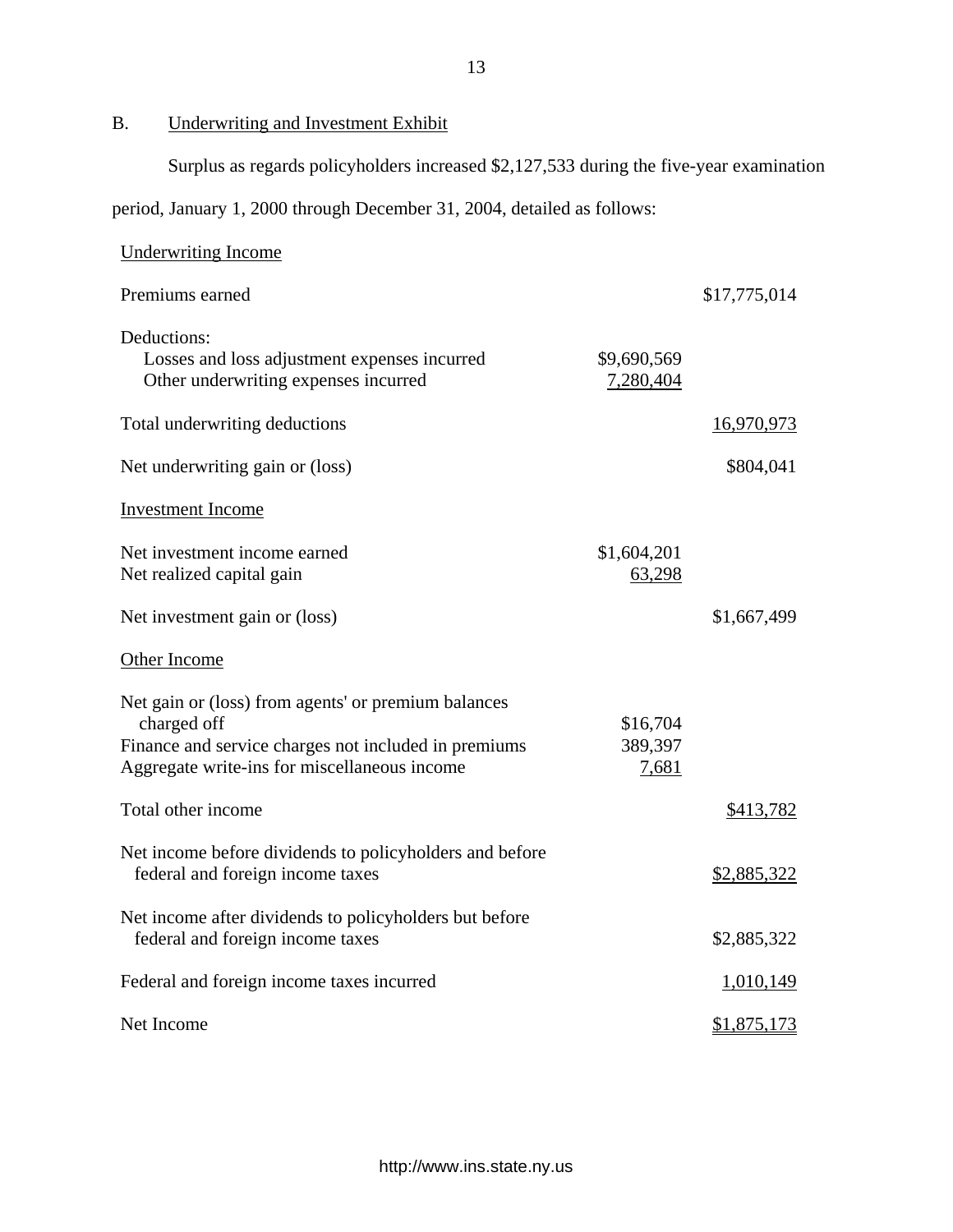## B. Underwriting and Investment Exhibit

Surplus as regards policyholders increased $2,127,533 during the five-year examination period, January 1, 2000 through December 31, 2004, detailed as follows:

| | | |
|---|---|---|
| Underwriting Income | | |
| Premiums earned | | $17,775,014 |
| Deductions: | | |
| Losses and loss adjustment expenses incurred | $9,690,569 | |
| Other underwriting expenses incurred | 7,280,404 | |
| Total underwriting deductions | | 16,970,973 |
| Net underwriting gain or (loss) | | $804,041 |
| Investment Income | | |
| Net investment income earned | $1,604,201 | |
| Net realized capital gain | 63,298 | |
| Net investment gain or (loss) | | $1,667,499 |
| Other Income | | |
| Net gain or (loss) from agents' or premium balances charged off | $16,704 | |
| Finance and service charges not included in premiums | 389,397 | |
| Aggregate write-ins for miscellaneous income | 7,681 | |
| Total other income | | $413,782 |
| Net income before dividends to policyholders and before federal and foreign income taxes | | $2,885,322 |
| Net income after dividends to policyholders but before federal and foreign income taxes | | $2,885,322 |
| Federal and foreign income taxes incurred | | 1,010,149 |
| Net Income | | $1,875,173 |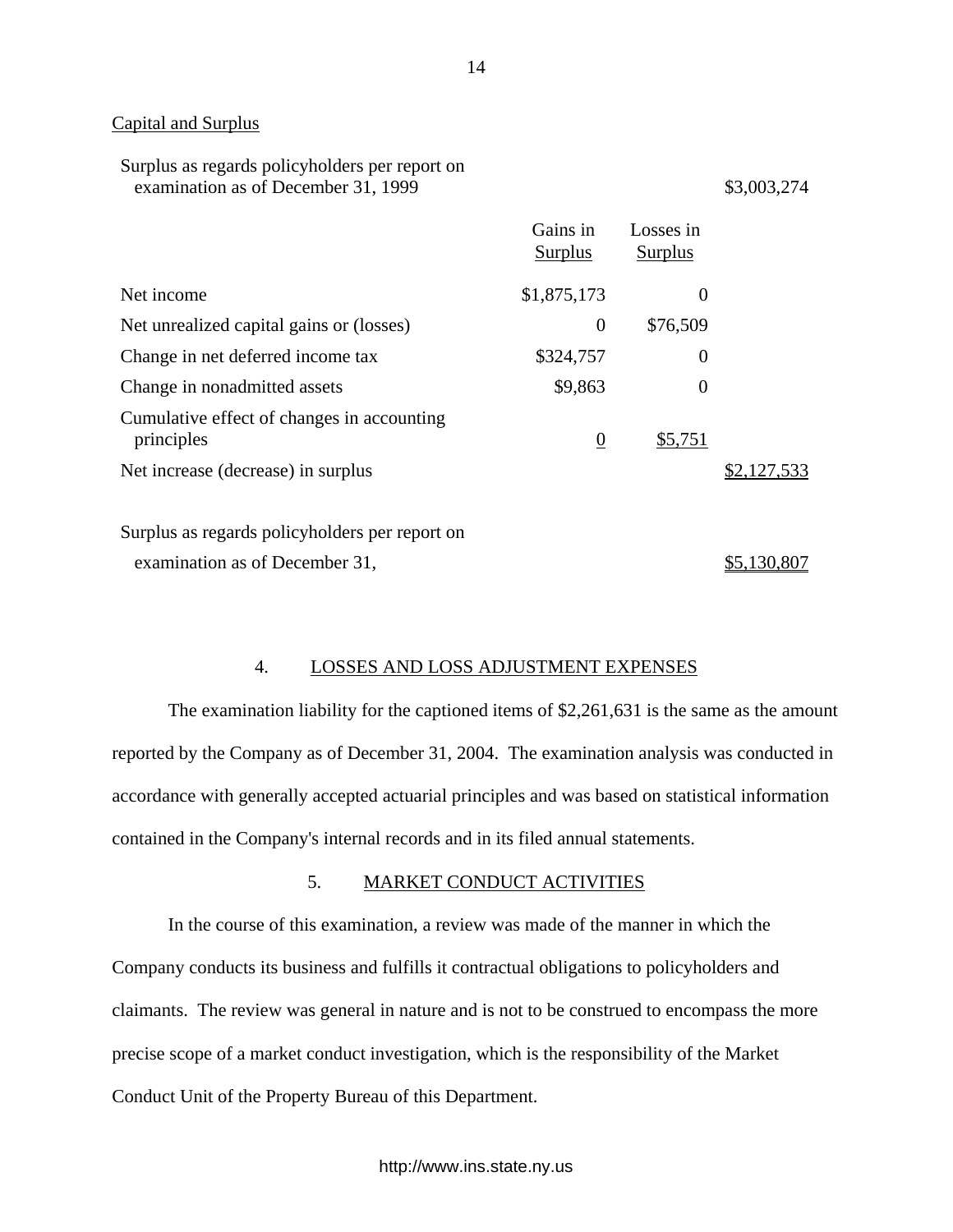Capital and Surplus

| | Gains in Surplus | Losses in Surplus | |
|---|---|---|---|
| Surplus as regards policyholders per report on examination as of December 31, 1999 | | | $3,003,274 |
| Net income | $1,875,173 | 0 | |
| Net unrealized capital gains or (losses) | 0 | $76,509 | |
| Change in net deferred income tax | $324,757 | 0 | |
| Change in nonadmitted assets | $9,863 | 0 | |
| Cumulative effect of changes in accounting principles | 0 | $5,751 | |
| Net increase (decrease) in surplus | | | $2,127,533 |
| Surplus as regards policyholders per report on examination as of December 31, | | | $5,130,807 |

## 4. LOSSES AND LOSS ADJUSTMENT EXPENSES

The examination liability for the captioned items of $2,261,631 is the same as the amount reported by the Company as of December 31, 2004. The examination analysis was conducted in accordance with generally accepted actuarial principles and was based on statistical information contained in the Company's internal records and in its filed annual statements.

## 5. MARKET CONDUCT ACTIVITIES

In the course of this examination, a review was made of the manner in which the Company conducts its business and fulfills it contractual obligations to policyholders and claimants. The review was general in nature and is not to be construed to encompass the more precise scope of a market conduct investigation, which is the responsibility of the Market Conduct Unit of the Property Bureau of this Department.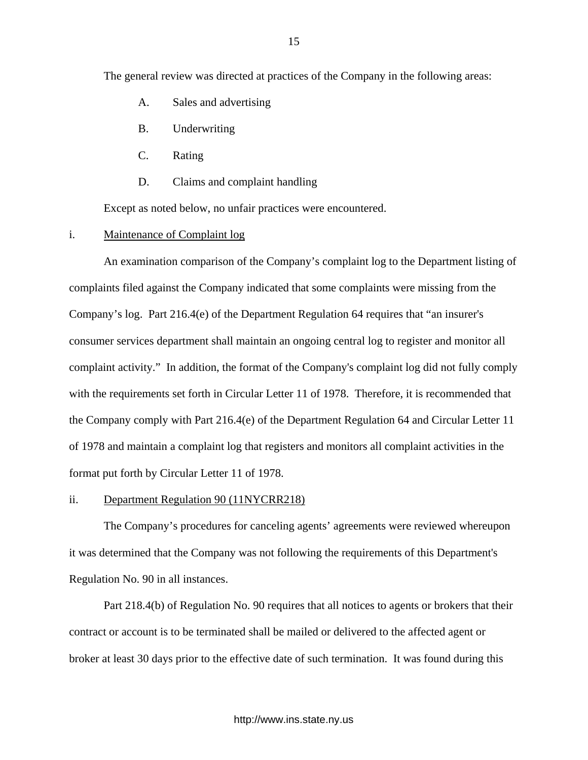The general review was directed at practices of the Company in the following areas:

A. Sales and advertising

B. Underwriting

C. Rating

D. Claims and complaint handling

Except as noted below, no unfair practices were encountered.

i. Maintenance of Complaint log

An examination comparison of the Company's complaint log to the Department listing of complaints filed against the Company indicated that some complaints were missing from the Company's log. Part 216.4(e) of the Department Regulation 64 requires that "an insurer's consumer services department shall maintain an ongoing central log to register and monitor all complaint activity." In addition, the format of the Company's complaint log did not fully comply with the requirements set forth in Circular Letter 11 of 1978. Therefore, it is recommended that the Company comply with Part 216.4(e) of the Department Regulation 64 and Circular Letter 11 of 1978 and maintain a complaint log that registers and monitors all complaint activities in the format put forth by Circular Letter 11 of 1978.

ii. Department Regulation 90 (11NYCRR218)

The Company's procedures for canceling agents' agreements were reviewed whereupon it was determined that the Company was not following the requirements of this Department's Regulation No. 90 in all instances.

Part 218.4(b) of Regulation No. 90 requires that all notices to agents or brokers that their contract or account is to be terminated shall be mailed or delivered to the affected agent or broker at least 30 days prior to the effective date of such termination. It was found during this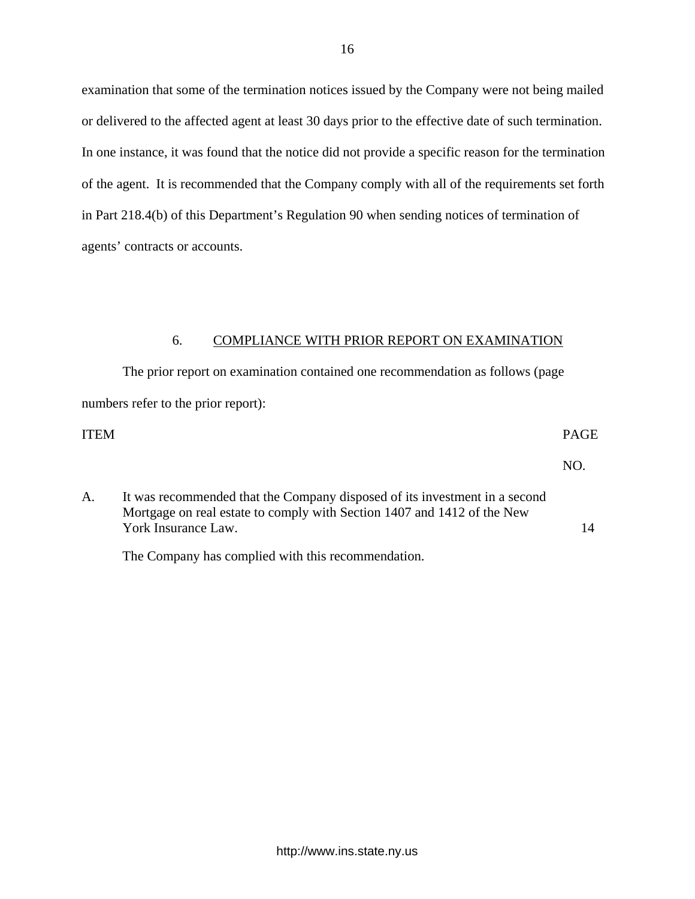examination that some of the termination notices issued by the Company were not being mailed or delivered to the affected agent at least 30 days prior to the effective date of such termination. In one instance, it was found that the notice did not provide a specific reason for the termination of the agent. It is recommended that the Company comply with all of the requirements set forth in Part 218.4(b) of this Department's Regulation 90 when sending notices of termination of agents' contracts or accounts.

## 6. COMPLIANCE WITH PRIOR REPORT ON EXAMINATION

The prior report on examination contained one recommendation as follows (page numbers refer to the prior report):

| ITEM | | PAGE NO. |
|---|---|---|
| A. | It was recommended that the Company disposed of its investment in a second Mortgage on real estate to comply with Section 1407 and 1412 of the New York Insurance Law. | 14 |
| | The Company has complied with this recommendation. | |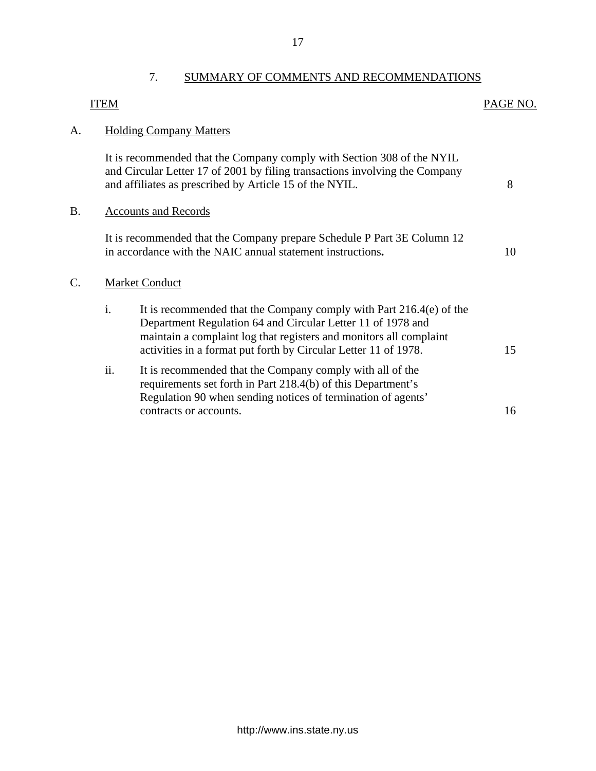## 7. SUMMARY OF COMMENTS AND RECOMMENDATIONS

| ITEM | | PAGE NO. |
|---|---|---|
| A. | **Holding Company Matters** | |
| | It is recommended that the Company comply with Section 308 of the NYIL and Circular Letter 17 of 2001 by filing transactions involving the Company and affiliates as prescribed by Article 15 of the NYIL. | 8 |
| B. | **Accounts and Records** | |
| | It is recommended that the Company prepare Schedule P Part 3E Column 12 in accordance with the NAIC annual statement instructions**.** | 10 |
| C. | **Market Conduct** | |
| | i. It is recommended that the Company comply with Part 216.4(e) of the Department Regulation 64 and Circular Letter 11 of 1978 and maintain a complaint log that registers and monitors all complaint activities in a format put forth by Circular Letter 11 of 1978. | 15 |
| | ii. It is recommended that the Company comply with all of the requirements set forth in Part 218.4(b) of this Department's Regulation 90 when sending notices of termination of agents' contracts or accounts. | 16 |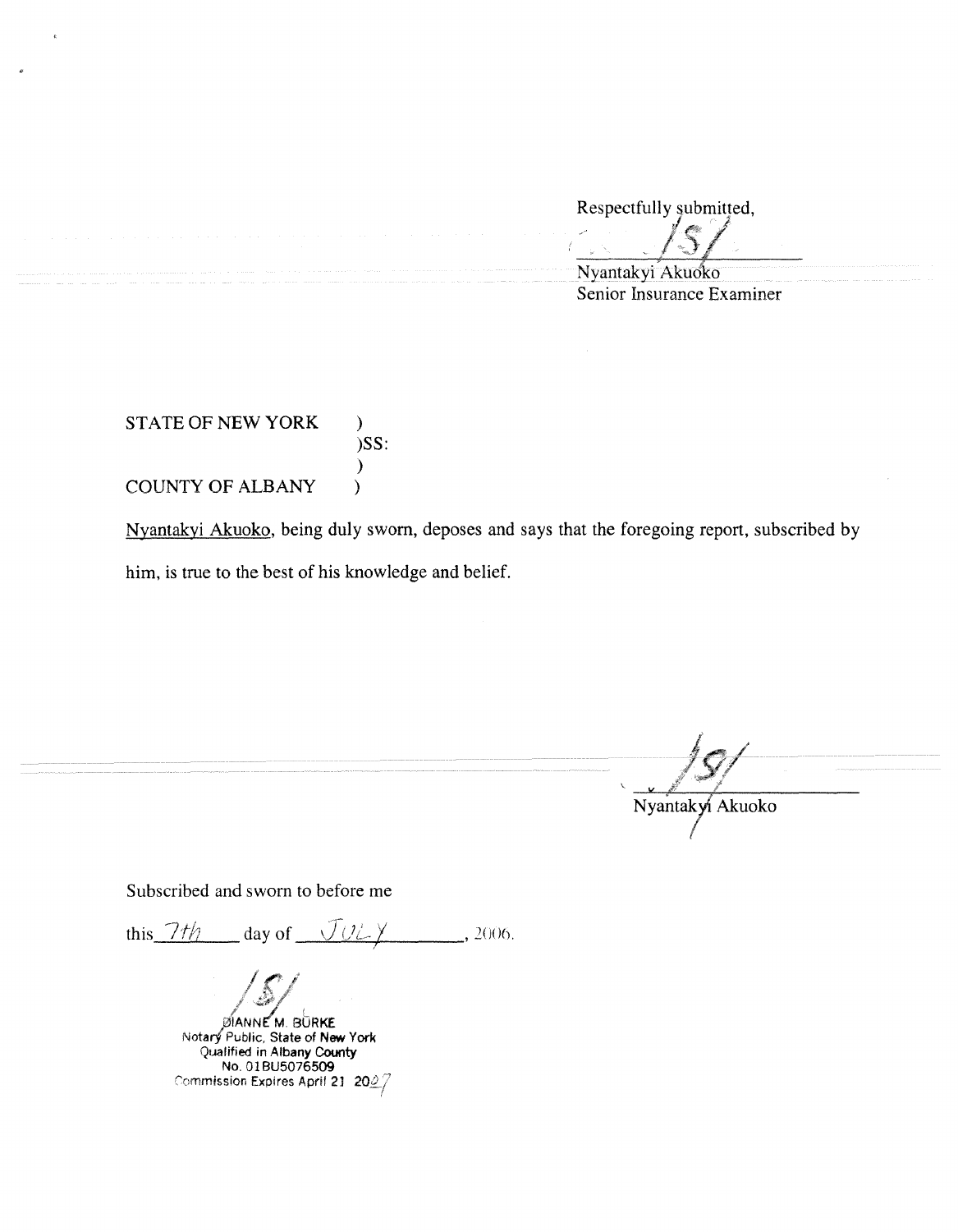Respectfully submitted,

/S/

Nyantakyi Akuoko
Senior Insurance Examiner

STATE OF NEW YORK )
)SS:
)
COUNTY OF ALBANY )

Nyantakyi Akuoko, being duly sworn, deposes and says that the foregoing report, subscribed by him, is true to the best of his knowledge and belief.

/S/

Nyantakyi Akuoko

Subscribed and sworn to before me

this 7th day of JULY, 2006.

/S/

DIANNE M. BURKE
Notary Public, State of New York
Qualified in Albany County
No. 01BU5076509
Commission Expires April 21 2027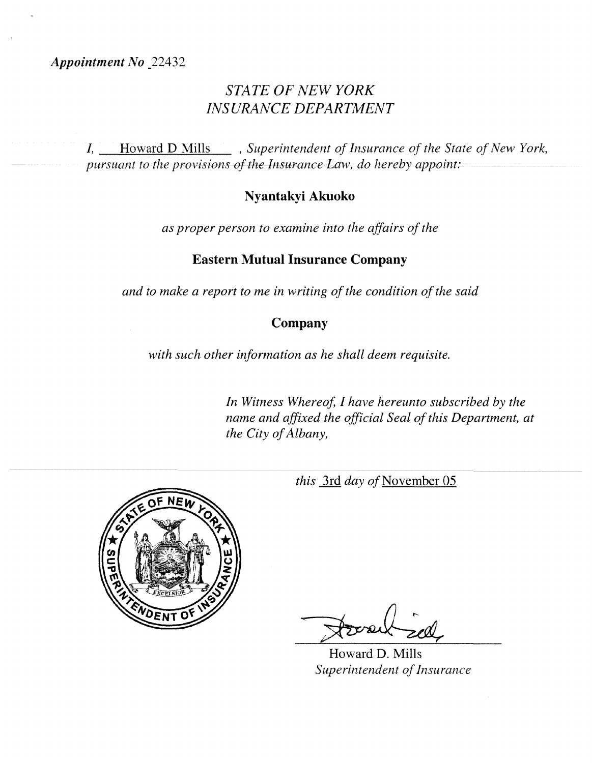*Appointment No* 22432

## *STATE OF NEW YORK*
## *INSURANCE DEPARTMENT*

*I,* Howard D Mills *, Superintendent of Insurance of the State of New York, pursuant to the provisions of the Insurance Law, do hereby appoint:*

**Nyantakyi Akuoko**

*as proper person to examine into the affairs of the*

**Eastern Mutual Insurance Company**

*and to make a report to me in writing of the condition of the said*

**Company**

*with such other information as he shall deem requisite.*

*In Witness Whereof, I have hereunto subscribed by the name and affixed the official Seal of this Department, at the City of Albany,*

*this* 3rd *day of* November 05

STATE OF NEW YORK SUPERINTENDENT OF INSURANCE

EXCELSIOR

Howard D. Mills
*Superintendent of Insurance*